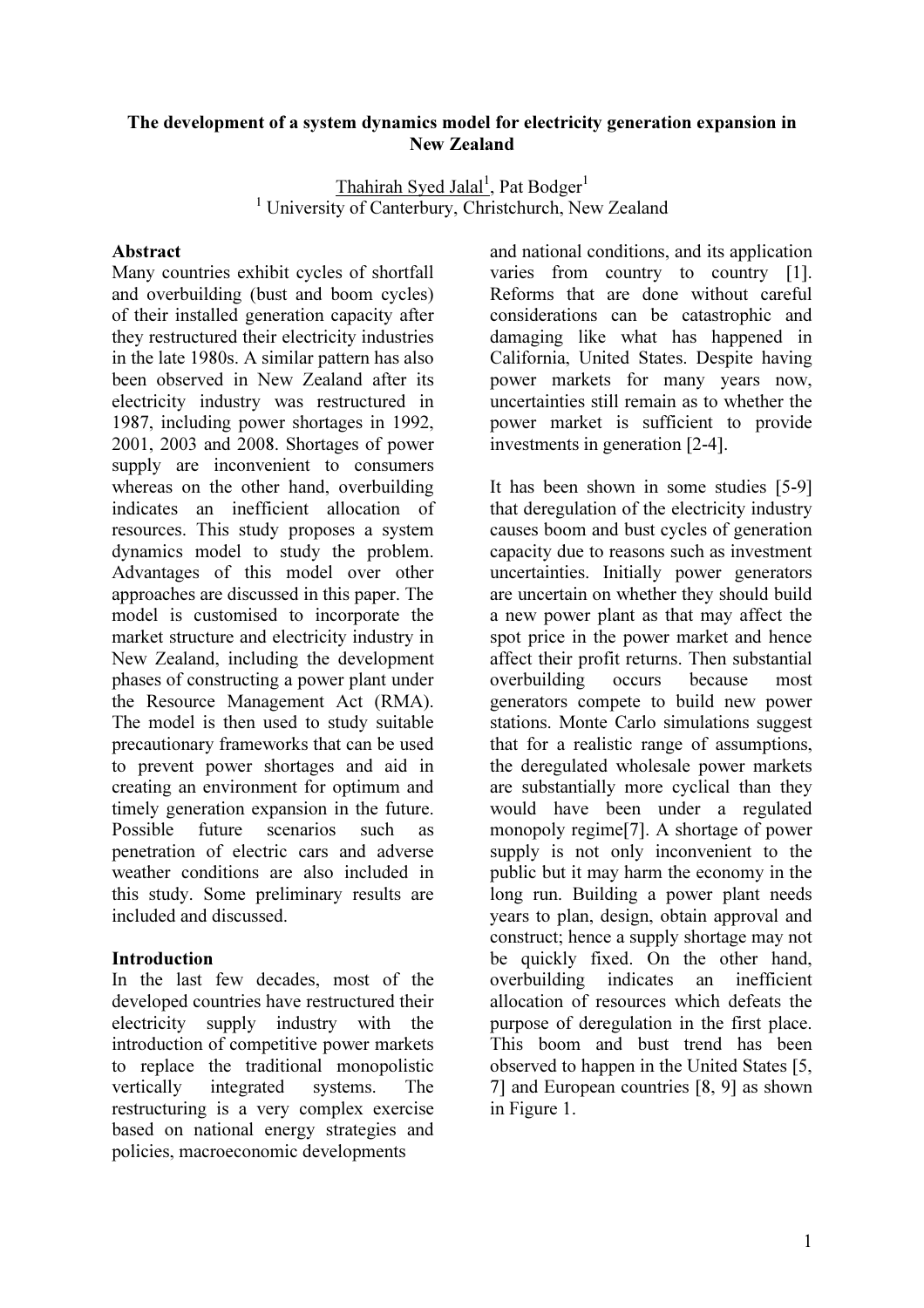# The development of a system dynamics model for electricity generation expansion in New Zealand

Thahirah Syed Jalal[1], Pat Bodger[1]

[1] University of Canterbury, Christchurch, New Zealand

## Abstract

Many countries exhibit cycles of shortfall and overbuilding (bust and boom cycles) of their installed generation capacity after they restructured their electricity industries in the late 1980s. A similar pattern has also been observed in New Zealand after its electricity industry was restructured in 1987, including power shortages in 1992, 2001, 2003 and 2008. Shortages of power supply are inconvenient to consumers whereas on the other hand, overbuilding indicates an inefficient allocation of resources. This study proposes a system dynamics model to study the problem. Advantages of this model over other approaches are discussed in this paper. The model is customised to incorporate the market structure and electricity industry in New Zealand, including the development phases of constructing a power plant under the Resource Management Act (RMA). The model is then used to study suitable precautionary frameworks that can be used to prevent power shortages and aid in creating an environment for optimum and timely generation expansion in the future. Possible future scenarios such as penetration of electric cars and adverse weather conditions are also included in this study. Some preliminary results are included and discussed.

## Introduction

In the last few decades, most of the developed countries have restructured their electricity supply industry with the introduction of competitive power markets to replace the traditional monopolistic vertically integrated systems. The restructuring is a very complex exercise based on national energy strategies and policies, macroeconomic developments and national conditions, and its application varies from country to country [1]. Reforms that are done without careful considerations can be catastrophic and damaging like what has happened in California, United States. Despite having power markets for many years now, uncertainties still remain as to whether the power market is sufficient to provide investments in generation [2-4].

It has been shown in some studies [5-9] that deregulation of the electricity industry causes boom and bust cycles of generation capacity due to reasons such as investment uncertainties. Initially power generators are uncertain on whether they should build a new power plant as that may affect the spot price in the power market and hence affect their profit returns. Then substantial overbuilding occurs because most generators compete to build new power stations. Monte Carlo simulations suggest that for a realistic range of assumptions, the deregulated wholesale power markets are substantially more cyclical than they would have been under a regulated monopoly regime[7]. A shortage of power supply is not only inconvenient to the public but it may harm the economy in the long run. Building a power plant needs years to plan, design, obtain approval and construct; hence a supply shortage may not be quickly fixed. On the other hand, overbuilding indicates an inefficient allocation of resources which defeats the purpose of deregulation in the first place. This boom and bust trend has been observed to happen in the United States [5, 7] and European countries [8, 9] as shown in Figure 1.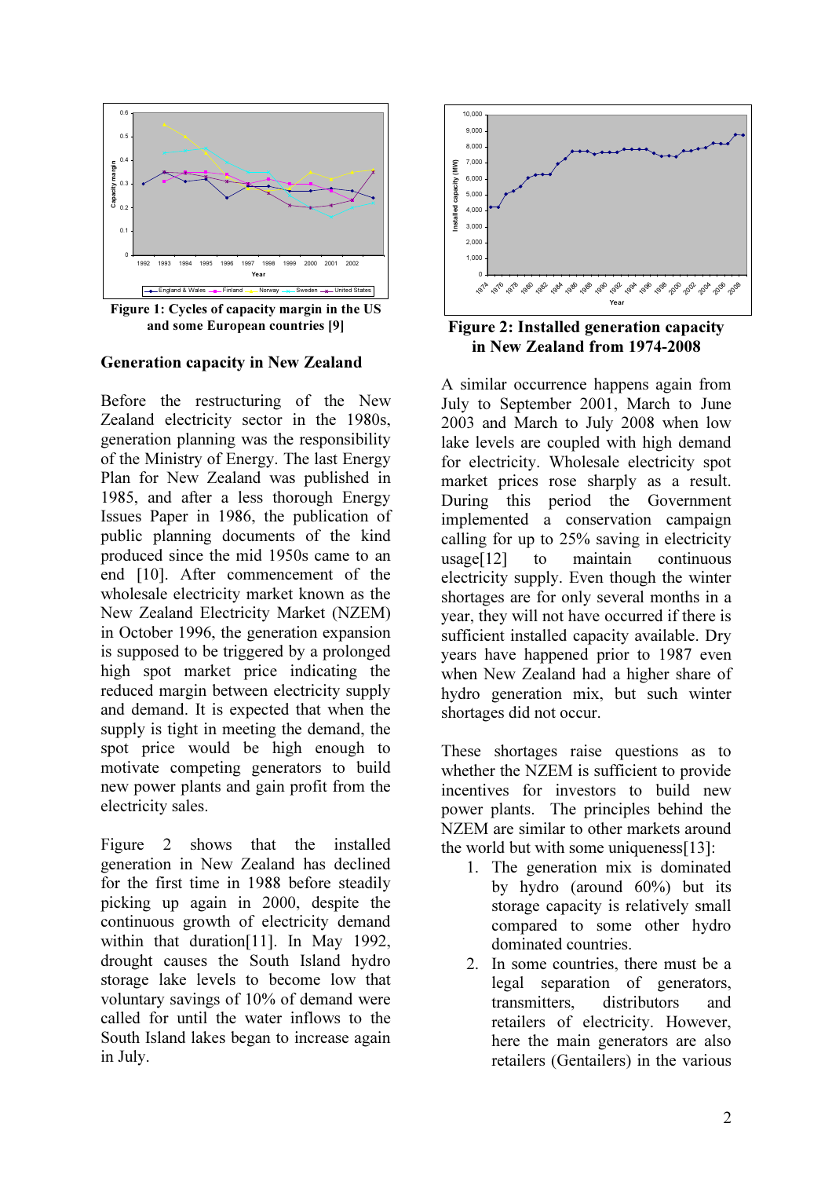Figure 1: Cycles of capacity margin in the US and some European countries [9]

## Generation capacity in New Zealand

Before the restructuring of the New Zealand electricity sector in the 1980s, generation planning was the responsibility of the Ministry of Energy. The last Energy Plan for New Zealand was published in 1985, and after a less thorough Energy Issues Paper in 1986, the publication of public planning documents of the kind produced since the mid 1950s came to an end [10]. After commencement of the wholesale electricity market known as the New Zealand Electricity Market (NZEM) in October 1996, the generation expansion is supposed to be triggered by a prolonged high spot market price indicating the reduced margin between electricity supply and demand. It is expected that when the supply is tight in meeting the demand, the spot price would be high enough to motivate competing generators to build new power plants and gain profit from the electricity sales.

Figure 2 shows that the installed generation in New Zealand has declined for the first time in 1988 before steadily picking up again in 2000, despite the continuous growth of electricity demand within that duration[11]. In May 1992, drought causes the South Island hydro storage lake levels to become low that voluntary savings of 10% of demand were called for until the water inflows to the South Island lakes began to increase again in July.

Figure 2: Installed generation capacity in New Zealand from 1974-2008

A similar occurrence happens again from July to September 2001, March to June 2003 and March to July 2008 when low lake levels are coupled with high demand for electricity. Wholesale electricity spot market prices rose sharply as a result. During this period the Government implemented a conservation campaign calling for up to 25% saving in electricity usage[12] to maintain continuous electricity supply. Even though the winter shortages are for only several months in a year, they will not have occurred if there is sufficient installed capacity available. Dry years have happened prior to 1987 even when New Zealand had a higher share of hydro generation mix, but such winter shortages did not occur.

These shortages raise questions as to whether the NZEM is sufficient to provide incentives for investors to build new power plants. The principles behind the NZEM are similar to other markets around the world but with some uniqueness[13]:

1. The generation mix is dominated by hydro (around 60%) but its storage capacity is relatively small compared to some other hydro dominated countries.
2. In some countries, there must be a legal separation of generators, transmitters, distributors and retailers of electricity. However, here the main generators are also retailers (Gentailers) in the various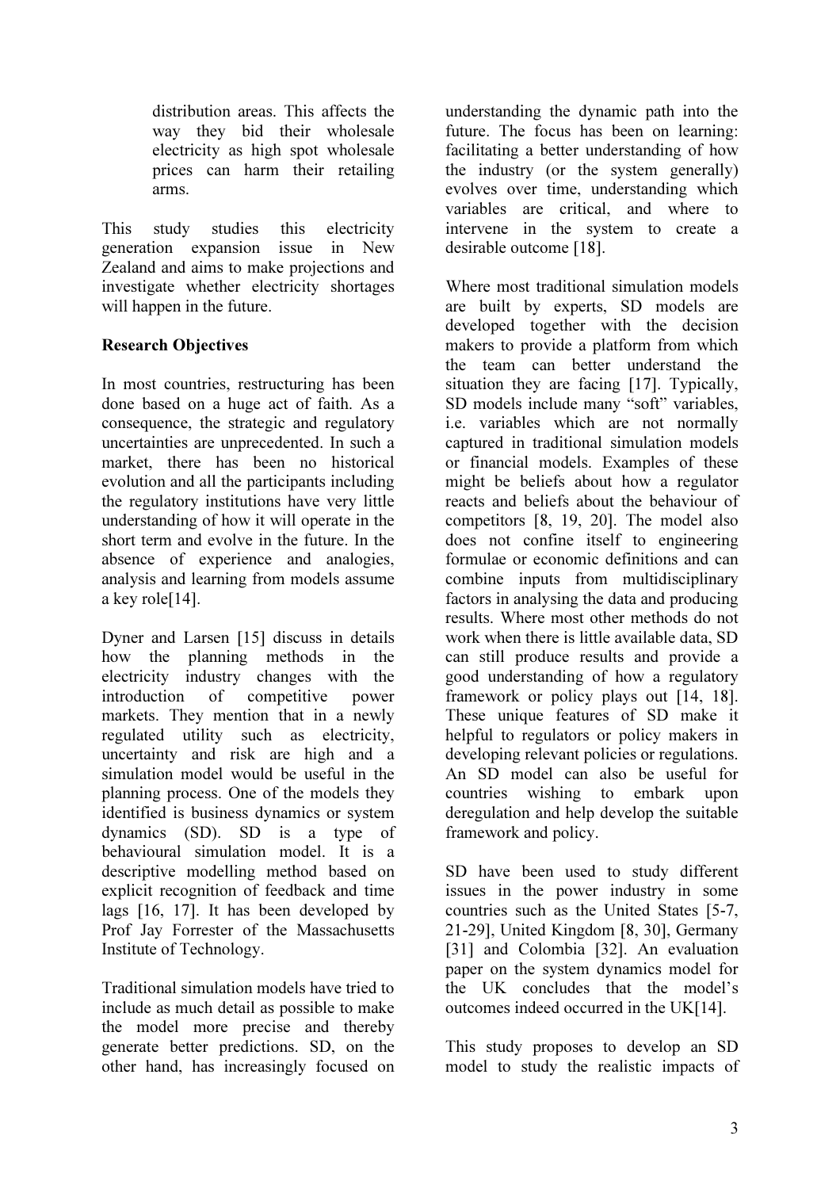distribution areas. This affects the way they bid their wholesale electricity as high spot wholesale prices can harm their retailing arms.

This study studies this electricity generation expansion issue in New Zealand and aims to make projections and investigate whether electricity shortages will happen in the future.

**Research Objectives**

In most countries, restructuring has been done based on a huge act of faith. As a consequence, the strategic and regulatory uncertainties are unprecedented. In such a market, there has been no historical evolution and all the participants including the regulatory institutions have very little understanding of how it will operate in the short term and evolve in the future. In the absence of experience and analogies, analysis and learning from models assume a key role[14].

Dyner and Larsen [15] discuss in details how the planning methods in the electricity industry changes with the introduction of competitive power markets. They mention that in a newly regulated utility such as electricity, uncertainty and risk are high and a simulation model would be useful in the planning process. One of the models they identified is business dynamics or system dynamics (SD). SD is a type of behavioural simulation model. It is a descriptive modelling method based on explicit recognition of feedback and time lags [16, 17]. It has been developed by Prof Jay Forrester of the Massachusetts Institute of Technology.

Traditional simulation models have tried to include as much detail as possible to make the model more precise and thereby generate better predictions. SD, on the other hand, has increasingly focused on understanding the dynamic path into the future. The focus has been on learning: facilitating a better understanding of how the industry (or the system generally) evolves over time, understanding which variables are critical, and where to intervene in the system to create a desirable outcome [18].

Where most traditional simulation models are built by experts, SD models are developed together with the decision makers to provide a platform from which the team can better understand the situation they are facing [17]. Typically, SD models include many "soft" variables, i.e. variables which are not normally captured in traditional simulation models or financial models. Examples of these might be beliefs about how a regulator reacts and beliefs about the behaviour of competitors [8, 19, 20]. The model also does not confine itself to engineering formulae or economic definitions and can combine inputs from multidisciplinary factors in analysing the data and producing results. Where most other methods do not work when there is little available data, SD can still produce results and provide a good understanding of how a regulatory framework or policy plays out [14, 18]. These unique features of SD make it helpful to regulators or policy makers in developing relevant policies or regulations. An SD model can also be useful for countries wishing to embark upon deregulation and help develop the suitable framework and policy.

SD have been used to study different issues in the power industry in some countries such as the United States [5-7, 21-29], United Kingdom [8, 30], Germany [31] and Colombia [32]. An evaluation paper on the system dynamics model for the UK concludes that the model's outcomes indeed occurred in the UK[14].

This study proposes to develop an SD model to study the realistic impacts of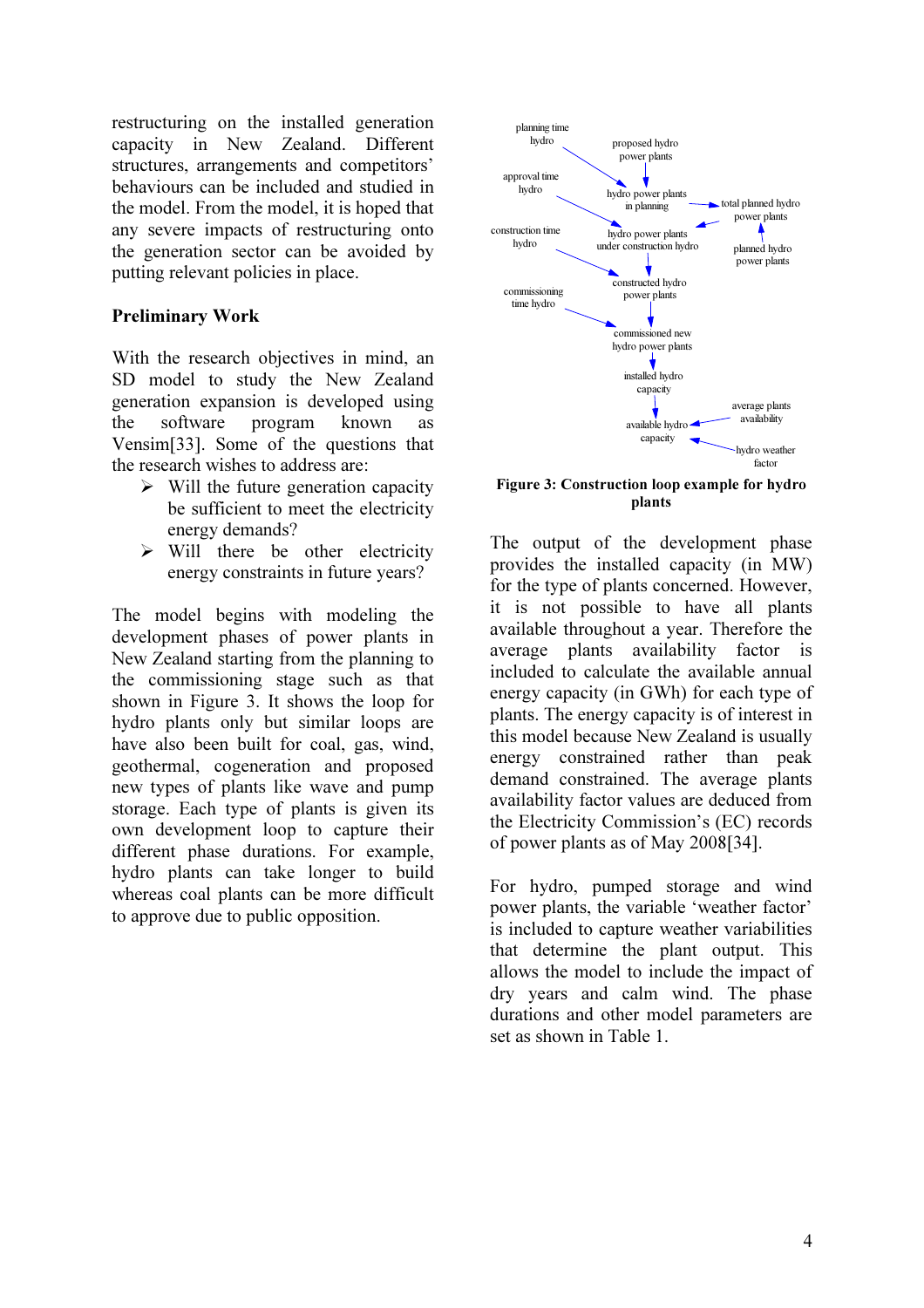restructuring on the installed generation capacity in New Zealand. Different structures, arrangements and competitors' behaviours can be included and studied in the model. From the model, it is hoped that any severe impacts of restructuring onto the generation sector can be avoided by putting relevant policies in place.

## Preliminary Work

With the research objectives in mind, an SD model to study the New Zealand generation expansion is developed using the software program known as Vensim[33]. Some of the questions that the research wishes to address are:

- Will the future generation capacity be sufficient to meet the electricity energy demands?
- Will there be other electricity energy constraints in future years?

The model begins with modeling the development phases of power plants in New Zealand starting from the planning to the commissioning stage such as that shown in Figure 3. It shows the loop for hydro plants only but similar loops are have also been built for coal, gas, wind, geothermal, cogeneration and proposed new types of plants like wave and pump storage. Each type of plants is given its own development loop to capture their different phase durations. For example, hydro plants can take longer to build whereas coal plants can be more difficult to approve due to public opposition.

**Figure 3: Construction loop example for hydro plants**

The output of the development phase provides the installed capacity (in MW) for the type of plants concerned. However, it is not possible to have all plants available throughout a year. Therefore the average plants availability factor is included to calculate the available annual energy capacity (in GWh) for each type of plants. The energy capacity is of interest in this model because New Zealand is usually energy constrained rather than peak demand constrained. The average plants availability factor values are deduced from the Electricity Commission's (EC) records of power plants as of May 2008[34].

For hydro, pumped storage and wind power plants, the variable 'weather factor' is included to capture weather variabilities that determine the plant output. This allows the model to include the impact of dry years and calm wind. The phase durations and other model parameters are set as shown in Table 1.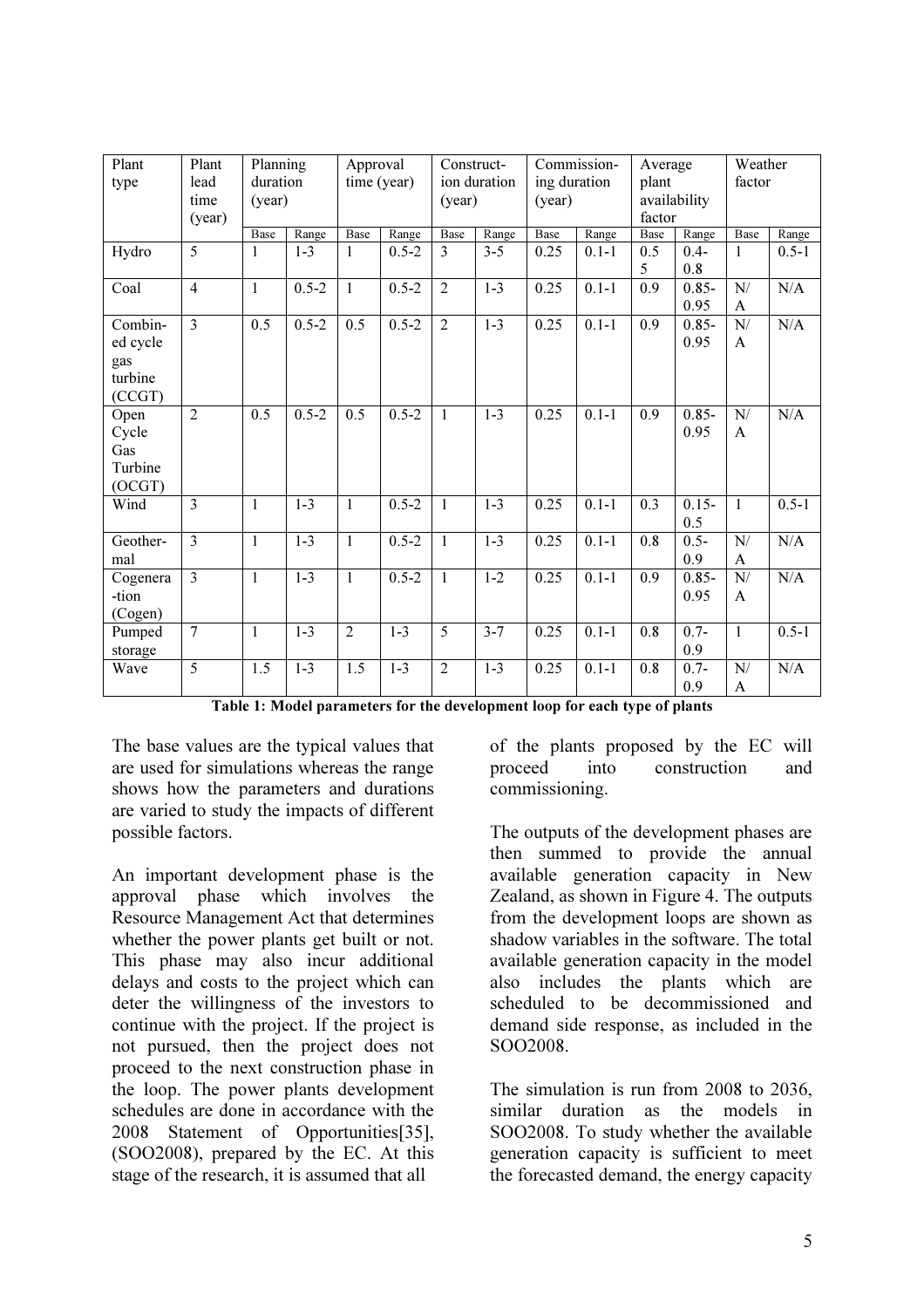| Plant type | Plant lead time (year) | Planning duration (year) | | Approval time (year) | | Construct-ion duration (year) | | Commission-ing duration (year) | | Average plant availability factor | | Weather factor | |
|---|---|---|---|---|---|---|---|---|---|---|---|---|---|
| | | Base | Range | Base | Range | Base | Range | Base | Range | Base | Range | Base | Range |
| Hydro | 5 | 1 | 1-3 | 1 | 0.5-2 | 3 | 3-5 | 0.25 | 0.1-1 | 0.55 | 0.4-0.8 | 1 | 0.5-1 |
| Coal | 4 | 1 | 0.5-2 | 1 | 0.5-2 | 2 | 1-3 | 0.25 | 0.1-1 | 0.9 | 0.85-0.95 | N/A | N/A |
| Combined cycle gas turbine (CCGT) | 3 | 0.5 | 0.5-2 | 0.5 | 0.5-2 | 2 | 1-3 | 0.25 | 0.1-1 | 0.9 | 0.85-0.95 | N/A | N/A |
| Open Cycle Gas Turbine (OCGT) | 2 | 0.5 | 0.5-2 | 0.5 | 0.5-2 | 1 | 1-3 | 0.25 | 0.1-1 | 0.9 | 0.85-0.95 | N/A | N/A |
| Wind | 3 | 1 | 1-3 | 1 | 0.5-2 | 1 | 1-3 | 0.25 | 0.1-1 | 0.3 | 0.15-0.5 | 1 | 0.5-1 |
| Geothermal | 3 | 1 | 1-3 | 1 | 0.5-2 | 1 | 1-3 | 0.25 | 0.1-1 | 0.8 | 0.5-0.9 | N/A | N/A |
| Cogeneration (Cogen) | 3 | 1 | 1-3 | 1 | 0.5-2 | 1 | 1-2 | 0.25 | 0.1-1 | 0.9 | 0.85-0.95 | N/A | N/A |
| Pumped storage | 7 | 1 | 1-3 | 2 | 1-3 | 5 | 3-7 | 0.25 | 0.1-1 | 0.8 | 0.7-0.9 | 1 | 0.5-1 |
| Wave | 5 | 1.5 | 1-3 | 1.5 | 1-3 | 2 | 1-3 | 0.25 | 0.1-1 | 0.8 | 0.7-0.9 | N/A | N/A |

**Table 1: Model parameters for the development loop for each type of plants**

The base values are the typical values that are used for simulations whereas the range shows how the parameters and durations are varied to study the impacts of different possible factors.

An important development phase is the approval phase which involves the Resource Management Act that determines whether the power plants get built or not. This phase may also incur additional delays and costs to the project which can deter the willingness of the investors to continue with the project. If the project is not pursued, then the project does not proceed to the next construction phase in the loop. The power plants development schedules are done in accordance with the 2008 Statement of Opportunities[35], (SOO2008), prepared by the EC. At this stage of the research, it is assumed that all of the plants proposed by the EC will proceed into construction and commissioning.

The outputs of the development phases are then summed to provide the annual available generation capacity in New Zealand, as shown in Figure 4. The outputs from the development loops are shown as shadow variables in the software. The total available generation capacity in the model also includes the plants which are scheduled to be decommissioned and demand side response, as included in the SOO2008.

The simulation is run from 2008 to 2036, similar duration as the models in SOO2008. To study whether the available generation capacity is sufficient to meet the forecasted demand, the energy capacity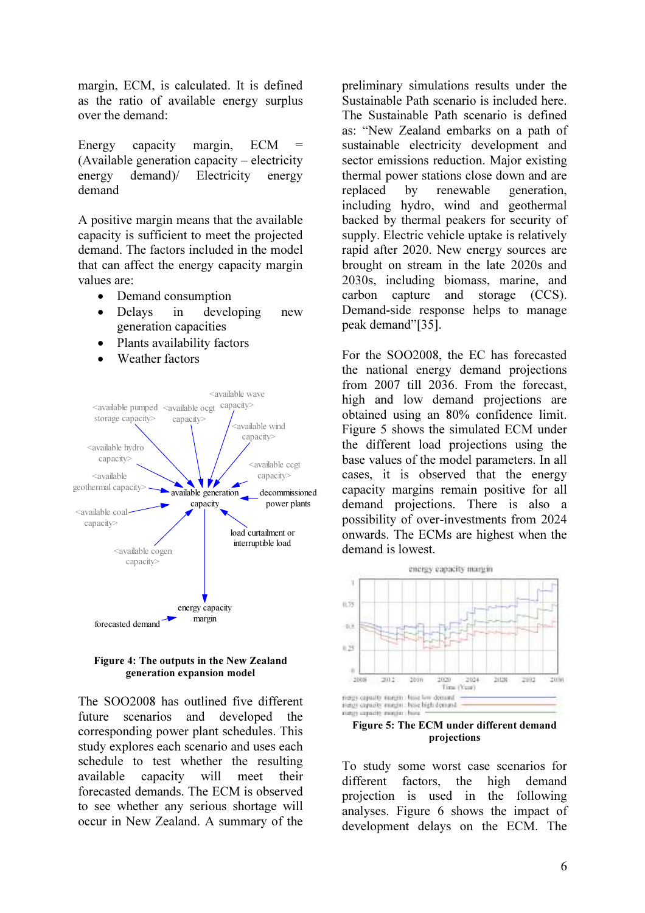margin, ECM, is calculated. It is defined as the ratio of available energy surplus over the demand:

Energy capacity margin, ECM = (Available generation capacity – electricity energy demand)/ Electricity energy demand

A positive margin means that the available capacity is sufficient to meet the projected demand. The factors included in the model that can affect the energy capacity margin values are:

- Demand consumption
- Delays in developing new generation capacities
- Plants availability factors
- Weather factors

**Figure 4: The outputs in the New Zealand generation expansion model**

The SOO2008 has outlined five different future scenarios and developed the corresponding power plant schedules. This study explores each scenario and uses each schedule to test whether the resulting available capacity will meet their forecasted demands. The ECM is observed to see whether any serious shortage will occur in New Zealand. A summary of the preliminary simulations results under the Sustainable Path scenario is included here. The Sustainable Path scenario is defined as: "New Zealand embarks on a path of sustainable electricity development and sector emissions reduction. Major existing thermal power stations close down and are replaced by renewable generation, including hydro, wind and geothermal backed by thermal peakers for security of supply. Electric vehicle uptake is relatively rapid after 2020. New energy sources are brought on stream in the late 2020s and 2030s, including biomass, marine, and carbon capture and storage (CCS). Demand-side response helps to manage peak demand"[35].

For the SOO2008, the EC has forecasted the national energy demand projections from 2007 till 2036. From the forecast, high and low demand projections are obtained using an 80% confidence limit. Figure 5 shows the simulated ECM under the different load projections using the base values of the model parameters. In all cases, it is observed that the energy capacity margins remain positive for all demand projections. There is also a possibility of over-investments from 2024 onwards. The ECMs are highest when the demand is lowest.

**Figure 5: The ECM under different demand projections**

To study some worst case scenarios for different factors, the high demand projection is used in the following analyses. Figure 6 shows the impact of development delays on the ECM. The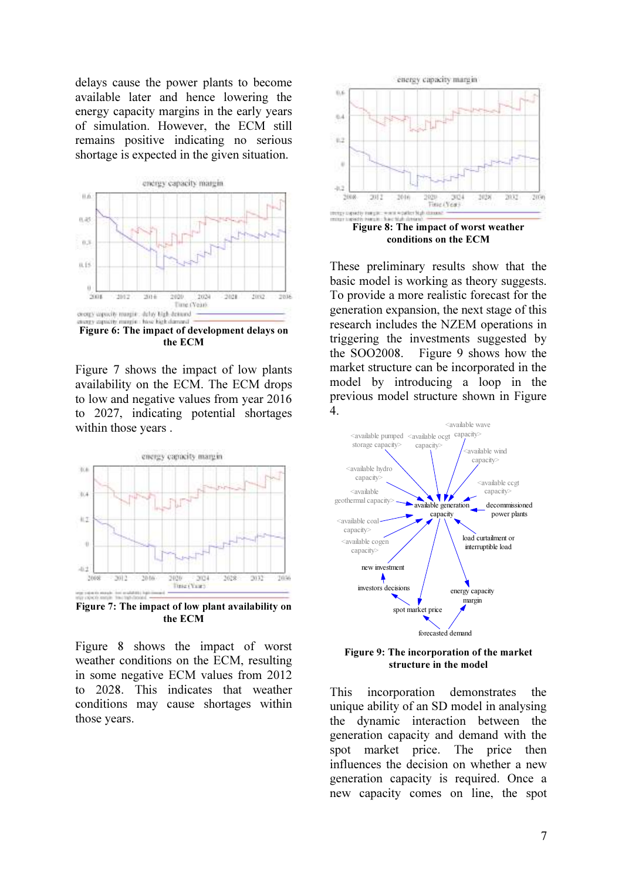delays cause the power plants to become available later and hence lowering the energy capacity margins in the early years of simulation. However, the ECM still remains positive indicating no serious shortage is expected in the given situation.

**Figure 6: The impact of development delays on the ECM**

Figure 7 shows the impact of low plants availability on the ECM. The ECM drops to low and negative values from year 2016 to 2027, indicating potential shortages within those years .

**Figure 7: The impact of low plant availability on the ECM**

Figure 8 shows the impact of worst weather conditions on the ECM, resulting in some negative ECM values from 2012 to 2028. This indicates that weather conditions may cause shortages within those years.

**Figure 8: The impact of worst weather conditions on the ECM**

These preliminary results show that the basic model is working as theory suggests. To provide a more realistic forecast for the generation expansion, the next stage of this research includes the NZEM operations in triggering the investments suggested by the SOO2008. Figure 9 shows how the market structure can be incorporated in the model by introducing a loop in the previous model structure shown in Figure 4.

**Figure 9: The incorporation of the market structure in the model**

This incorporation demonstrates the unique ability of an SD model in analysing the dynamic interaction between the generation capacity and demand with the spot market price. The price then influences the decision on whether a new generation capacity is required. Once a new capacity comes on line, the spot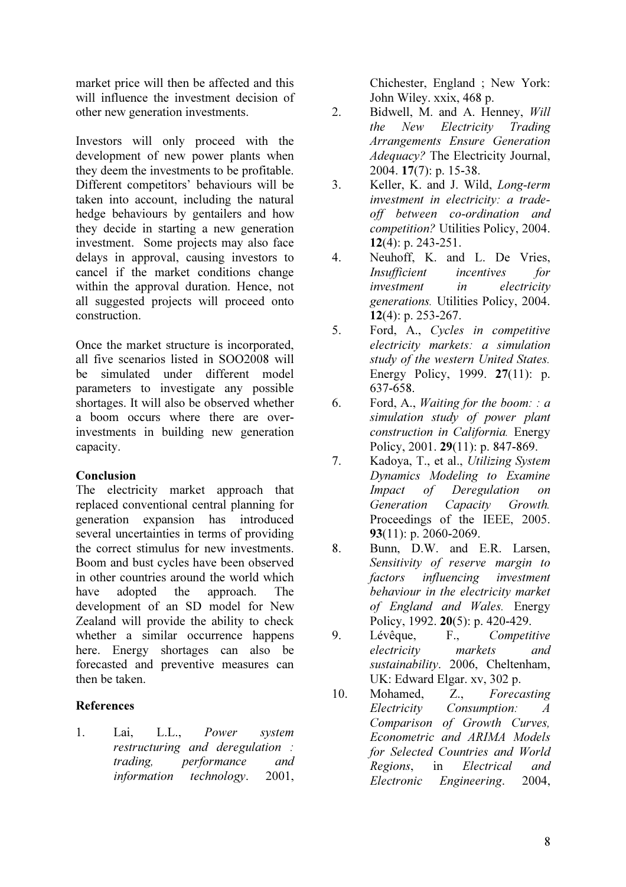market price will then be affected and this will influence the investment decision of other new generation investments.

Investors will only proceed with the development of new power plants when they deem the investments to be profitable. Different competitors' behaviours will be taken into account, including the natural hedge behaviours by gentailers and how they decide in starting a new generation investment. Some projects may also face delays in approval, causing investors to cancel if the market conditions change within the approval duration. Hence, not all suggested projects will proceed onto construction.

Once the market structure is incorporated, all five scenarios listed in SOO2008 will be simulated under different model parameters to investigate any possible shortages. It will also be observed whether a boom occurs where there are over-investments in building new generation capacity.

**Conclusion**

The electricity market approach that replaced conventional central planning for generation expansion has introduced several uncertainties in terms of providing the correct stimulus for new investments. Boom and bust cycles have been observed in other countries around the world which have adopted the approach. The development of an SD model for New Zealand will provide the ability to check whether a similar occurrence happens here. Energy shortages can also be forecasted and preventive measures can then be taken.

**References**

1. Lai, L.L., *Power system restructuring and deregulation : trading, performance and information technology*. 2001, Chichester, England ; New York: John Wiley. xxix, 468 p.
2. Bidwell, M. and A. Henney, *Will the New Electricity Trading Arrangements Ensure Generation Adequacy?* The Electricity Journal, 2004. **17**(7): p. 15-38.
3. Keller, K. and J. Wild, *Long-term investment in electricity: a trade-off between co-ordination and competition?* Utilities Policy, 2004. **12**(4): p. 243-251.
4. Neuhoff, K. and L. De Vries, *Insufficient incentives for investment in electricity generations.* Utilities Policy, 2004. **12**(4): p. 253-267.
5. Ford, A., *Cycles in competitive electricity markets: a simulation study of the western United States.* Energy Policy, 1999. **27**(11): p. 637-658.
6. Ford, A., *Waiting for the boom: : a simulation study of power plant construction in California.* Energy Policy, 2001. **29**(11): p. 847-869.
7. Kadoya, T., et al., *Utilizing System Dynamics Modeling to Examine Impact of Deregulation on Generation Capacity Growth.* Proceedings of the IEEE, 2005. **93**(11): p. 2060-2069.
8. Bunn, D.W. and E.R. Larsen, *Sensitivity of reserve margin to factors influencing investment behaviour in the electricity market of England and Wales.* Energy Policy, 1992. **20**(5): p. 420-429.
9. Lévêque, F., *Competitive electricity markets and sustainability*. 2006, Cheltenham, UK: Edward Elgar. xv, 302 p.
10. Mohamed, Z., *Forecasting Electricity Consumption: A Comparison of Growth Curves, Econometric and ARIMA Models for Selected Countries and World Regions*, in *Electrical and Electronic Engineering*. 2004,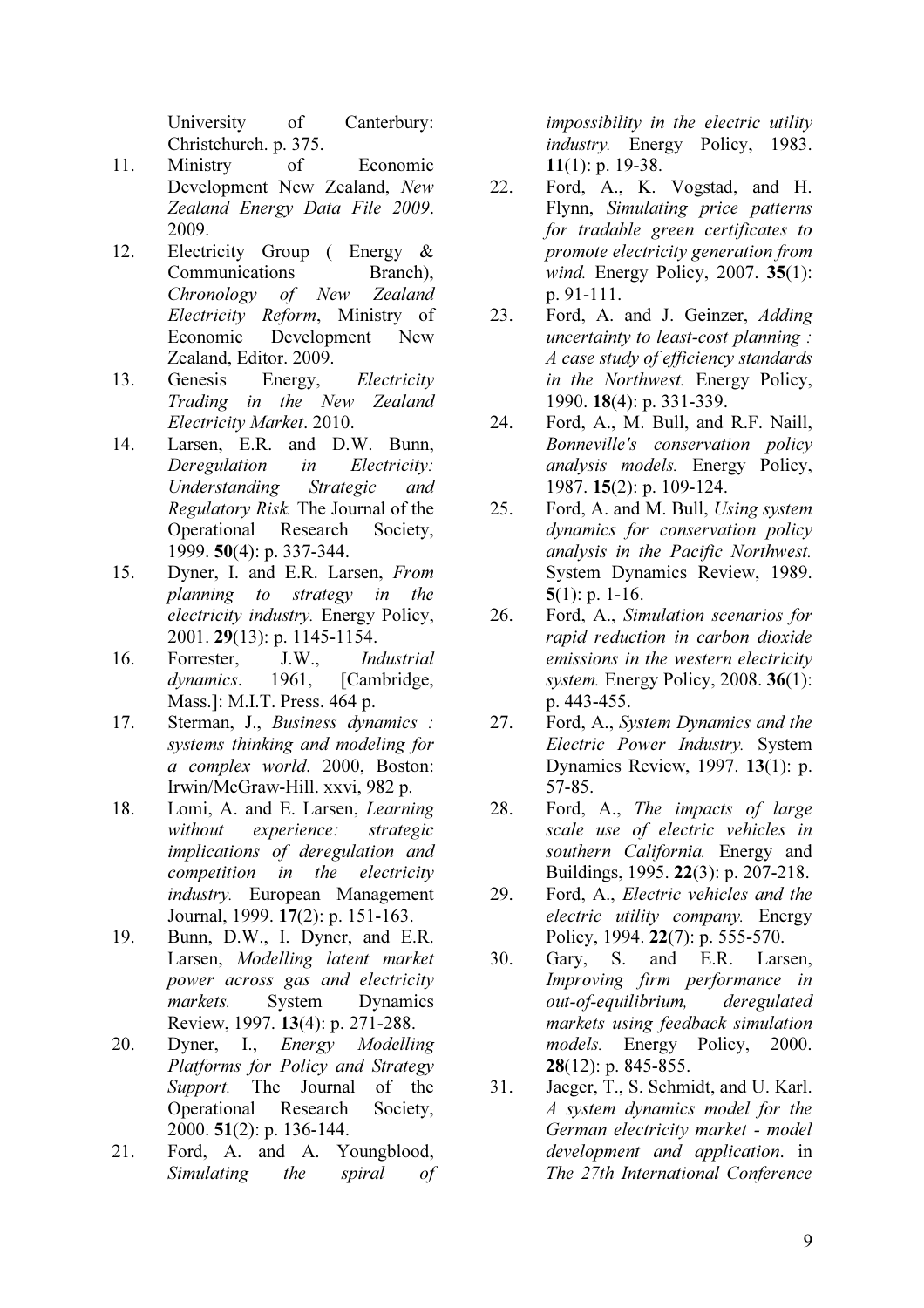University of Canterbury: Christchurch. p. 375.

11. Ministry of Economic Development New Zealand, *New Zealand Energy Data File 2009*. 2009.
12. Electricity Group ( Energy & Communications Branch), *Chronology of New Zealand Electricity Reform*, Ministry of Economic Development New Zealand, Editor. 2009.
13. Genesis Energy, *Electricity Trading in the New Zealand Electricity Market*. 2010.
14. Larsen, E.R. and D.W. Bunn, *Deregulation in Electricity: Understanding Strategic and Regulatory Risk.* The Journal of the Operational Research Society, 1999. **50**(4): p. 337-344.
15. Dyner, I. and E.R. Larsen, *From planning to strategy in the electricity industry.* Energy Policy, 2001. **29**(13): p. 1145-1154.
16. Forrester, J.W., *Industrial dynamics*. 1961, [Cambridge, Mass.]: M.I.T. Press. 464 p.
17. Sterman, J., *Business dynamics : systems thinking and modeling for a complex world*. 2000, Boston: Irwin/McGraw-Hill. xxvi, 982 p.
18. Lomi, A. and E. Larsen, *Learning without experience: strategic implications of deregulation and competition in the electricity industry.* European Management Journal, 1999. **17**(2): p. 151-163.
19. Bunn, D.W., I. Dyner, and E.R. Larsen, *Modelling latent market power across gas and electricity markets.* System Dynamics Review, 1997. **13**(4): p. 271-288.
20. Dyner, I., *Energy Modelling Platforms for Policy and Strategy Support.* The Journal of the Operational Research Society, 2000. **51**(2): p. 136-144.
21. Ford, A. and A. Youngblood, *Simulating the spiral of impossibility in the electric utility industry.* Energy Policy, 1983. **11**(1): p. 19-38.
22. Ford, A., K. Vogstad, and H. Flynn, *Simulating price patterns for tradable green certificates to promote electricity generation from wind.* Energy Policy, 2007. **35**(1): p. 91-111.
23. Ford, A. and J. Geinzer, *Adding uncertainty to least-cost planning : A case study of efficiency standards in the Northwest.* Energy Policy, 1990. **18**(4): p. 331-339.
24. Ford, A., M. Bull, and R.F. Naill, *Bonneville's conservation policy analysis models.* Energy Policy, 1987. **15**(2): p. 109-124.
25. Ford, A. and M. Bull, *Using system dynamics for conservation policy analysis in the Pacific Northwest.* System Dynamics Review, 1989. **5**(1): p. 1-16.
26. Ford, A., *Simulation scenarios for rapid reduction in carbon dioxide emissions in the western electricity system.* Energy Policy, 2008. **36**(1): p. 443-455.
27. Ford, A., *System Dynamics and the Electric Power Industry.* System Dynamics Review, 1997. **13**(1): p. 57-85.
28. Ford, A., *The impacts of large scale use of electric vehicles in southern California.* Energy and Buildings, 1995. **22**(3): p. 207-218.
29. Ford, A., *Electric vehicles and the electric utility company.* Energy Policy, 1994. **22**(7): p. 555-570.
30. Gary, S. and E.R. Larsen, *Improving firm performance in out-of-equilibrium, deregulated markets using feedback simulation models.* Energy Policy, 2000. **28**(12): p. 845-855.
31. Jaeger, T., S. Schmidt, and U. Karl. *A system dynamics model for the German electricity market - model development and application*. in *The 27th International Conference*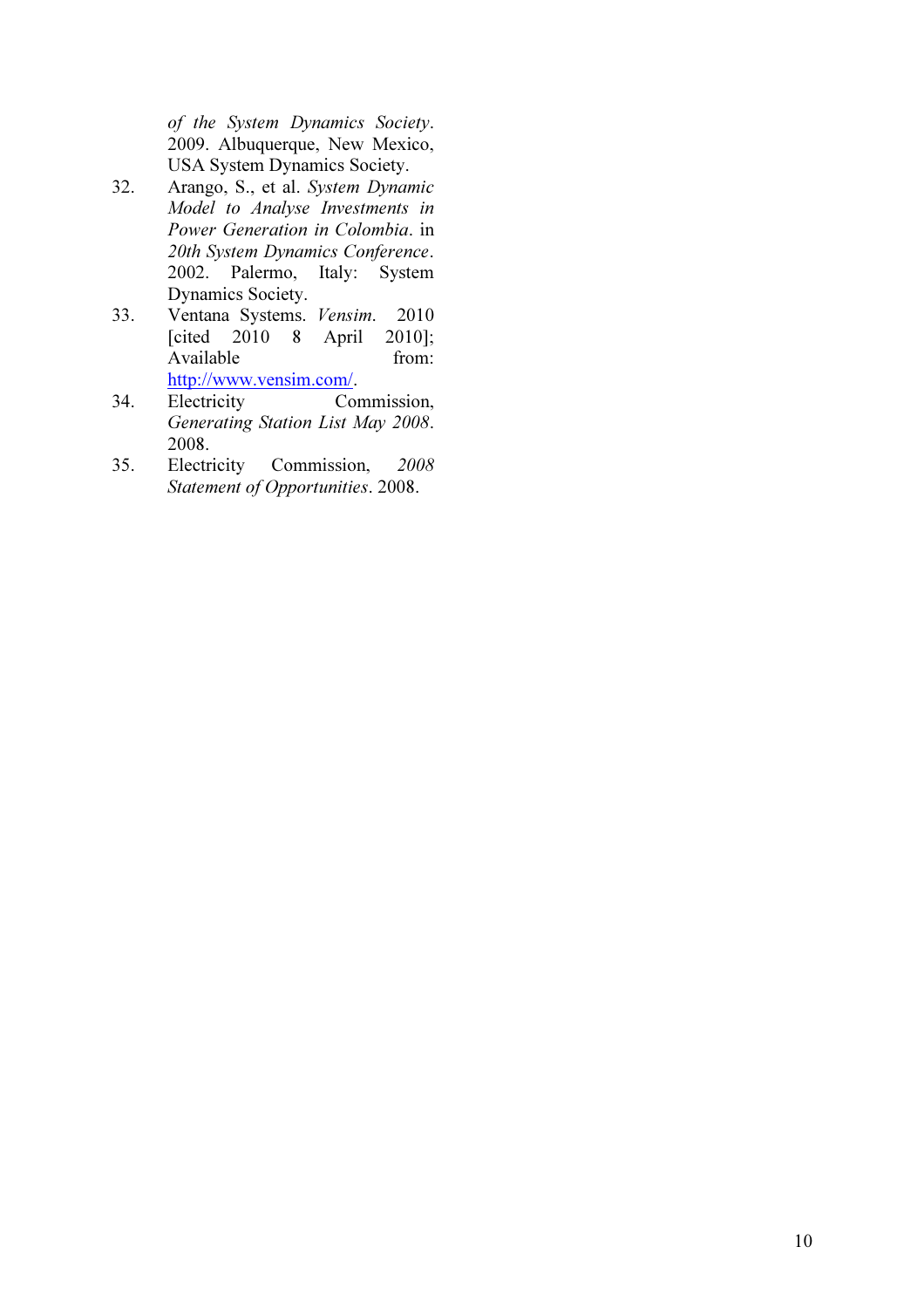*of the System Dynamics Society*. 2009. Albuquerque, New Mexico, USA System Dynamics Society.

32. Arango, S., et al. *System Dynamic Model to Analyse Investments in Power Generation in Colombia*. in *20th System Dynamics Conference*. 2002. Palermo, Italy: System Dynamics Society.
33. Ventana Systems. *Vensim*. 2010 [cited 2010 8 April 2010]; Available from: http://www.vensim.com/.
34. Electricity Commission, *Generating Station List May 2008*. 2008.
35. Electricity Commission, *2008 Statement of Opportunities*. 2008.